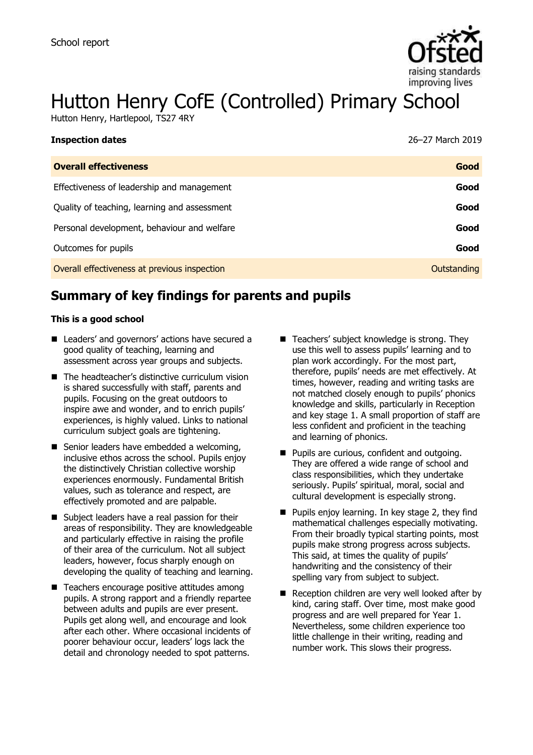School report

# Hutton Henry CofE (Controlled) Primary School

Hutton Henry, Hartlepool, TS27 4RY

| **Inspection dates** | 26–27 March 2019 |
| --- | --- |
| **Overall effectiveness** | **Good** |
| Effectiveness of leadership and management | **Good** |
| Quality of teaching, learning and assessment | **Good** |
| Personal development, behaviour and welfare | **Good** |
| Outcomes for pupils | **Good** |
| Overall effectiveness at previous inspection | Outstanding |

## Summary of key findings for parents and pupils

**This is a good school**

- Leaders' and governors' actions have secured a good quality of teaching, learning and assessment across year groups and subjects.
- The headteacher's distinctive curriculum vision is shared successfully with staff, parents and pupils. Focusing on the great outdoors to inspire awe and wonder, and to enrich pupils' experiences, is highly valued. Links to national curriculum subject goals are tightening.
- Senior leaders have embedded a welcoming, inclusive ethos across the school. Pupils enjoy the distinctively Christian collective worship experiences enormously. Fundamental British values, such as tolerance and respect, are effectively promoted and are palpable.
- Subject leaders have a real passion for their areas of responsibility. They are knowledgeable and particularly effective in raising the profile of their area of the curriculum. Not all subject leaders, however, focus sharply enough on developing the quality of teaching and learning.
- Teachers encourage positive attitudes among pupils. A strong rapport and a friendly repartee between adults and pupils are ever present. Pupils get along well, and encourage and look after each other. Where occasional incidents of poorer behaviour occur, leaders' logs lack the detail and chronology needed to spot patterns.
- Teachers' subject knowledge is strong. They use this well to assess pupils' learning and to plan work accordingly. For the most part, therefore, pupils' needs are met effectively. At times, however, reading and writing tasks are not matched closely enough to pupils' phonics knowledge and skills, particularly in Reception and key stage 1. A small proportion of staff are less confident and proficient in the teaching and learning of phonics.
- Pupils are curious, confident and outgoing. They are offered a wide range of school and class responsibilities, which they undertake seriously. Pupils' spiritual, moral, social and cultural development is especially strong.
- Pupils enjoy learning. In key stage 2, they find mathematical challenges especially motivating. From their broadly typical starting points, most pupils make strong progress across subjects. This said, at times the quality of pupils' handwriting and the consistency of their spelling vary from subject to subject.
- Reception children are very well looked after by kind, caring staff. Over time, most make good progress and are well prepared for Year 1. Nevertheless, some children experience too little challenge in their writing, reading and number work. This slows their progress.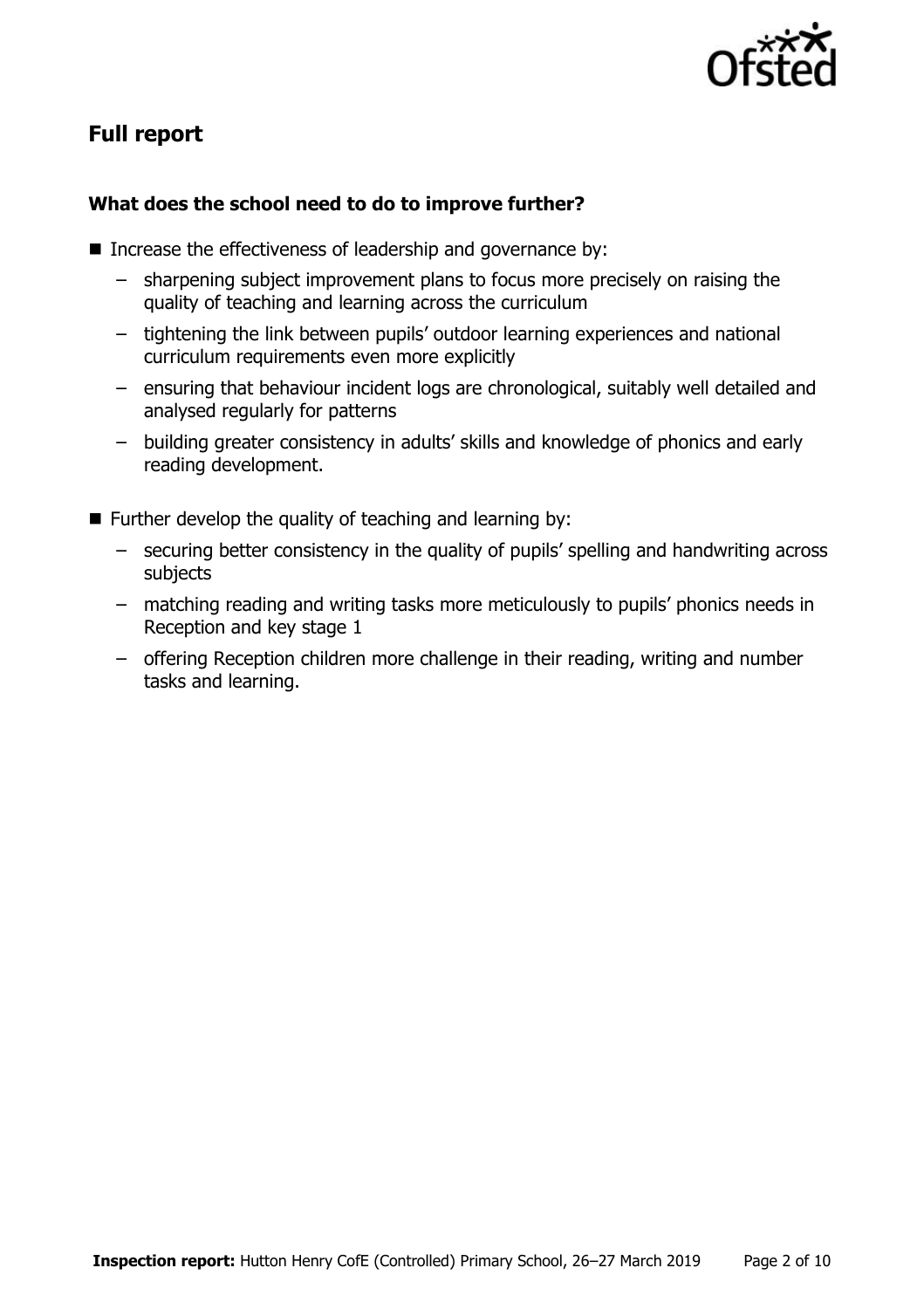## Full report

### What does the school need to do to improve further?

- Increase the effectiveness of leadership and governance by:
  - sharpening subject improvement plans to focus more precisely on raising the quality of teaching and learning across the curriculum
  - tightening the link between pupils' outdoor learning experiences and national curriculum requirements even more explicitly
  - ensuring that behaviour incident logs are chronological, suitably well detailed and analysed regularly for patterns
  - building greater consistency in adults' skills and knowledge of phonics and early reading development.
- Further develop the quality of teaching and learning by:
  - securing better consistency in the quality of pupils' spelling and handwriting across subjects
  - matching reading and writing tasks more meticulously to pupils' phonics needs in Reception and key stage 1
  - offering Reception children more challenge in their reading, writing and number tasks and learning.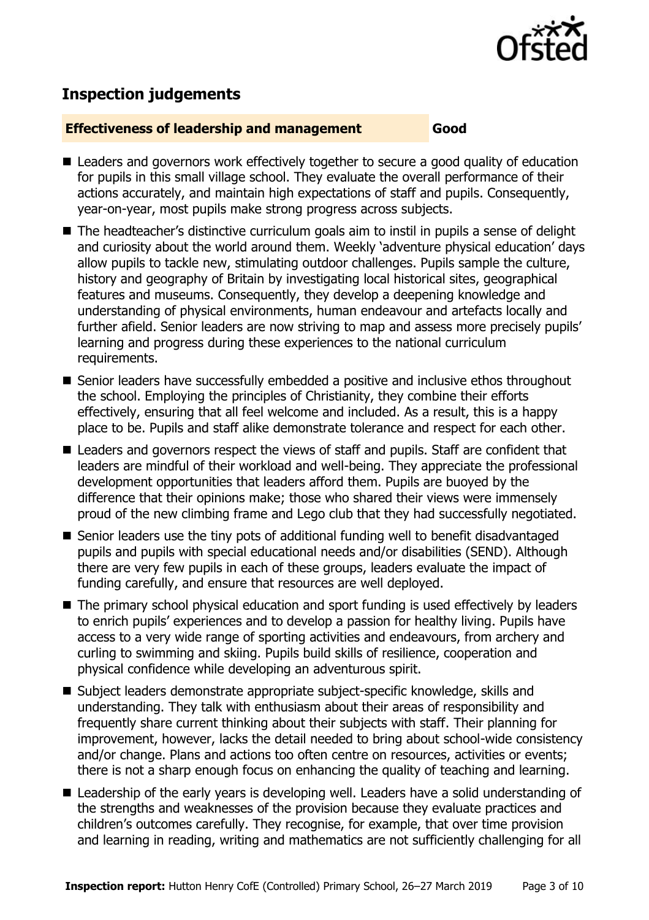## Inspection judgements

**Effectiveness of leadership and management** **Good**

- Leaders and governors work effectively together to secure a good quality of education for pupils in this small village school. They evaluate the overall performance of their actions accurately, and maintain high expectations of staff and pupils. Consequently, year-on-year, most pupils make strong progress across subjects.
- The headteacher's distinctive curriculum goals aim to instil in pupils a sense of delight and curiosity about the world around them. Weekly 'adventure physical education' days allow pupils to tackle new, stimulating outdoor challenges. Pupils sample the culture, history and geography of Britain by investigating local historical sites, geographical features and museums. Consequently, they develop a deepening knowledge and understanding of physical environments, human endeavour and artefacts locally and further afield. Senior leaders are now striving to map and assess more precisely pupils' learning and progress during these experiences to the national curriculum requirements.
- Senior leaders have successfully embedded a positive and inclusive ethos throughout the school. Employing the principles of Christianity, they combine their efforts effectively, ensuring that all feel welcome and included. As a result, this is a happy place to be. Pupils and staff alike demonstrate tolerance and respect for each other.
- Leaders and governors respect the views of staff and pupils. Staff are confident that leaders are mindful of their workload and well-being. They appreciate the professional development opportunities that leaders afford them. Pupils are buoyed by the difference that their opinions make; those who shared their views were immensely proud of the new climbing frame and Lego club that they had successfully negotiated.
- Senior leaders use the tiny pots of additional funding well to benefit disadvantaged pupils and pupils with special educational needs and/or disabilities (SEND). Although there are very few pupils in each of these groups, leaders evaluate the impact of funding carefully, and ensure that resources are well deployed.
- The primary school physical education and sport funding is used effectively by leaders to enrich pupils' experiences and to develop a passion for healthy living. Pupils have access to a very wide range of sporting activities and endeavours, from archery and curling to swimming and skiing. Pupils build skills of resilience, cooperation and physical confidence while developing an adventurous spirit.
- Subject leaders demonstrate appropriate subject-specific knowledge, skills and understanding. They talk with enthusiasm about their areas of responsibility and frequently share current thinking about their subjects with staff. Their planning for improvement, however, lacks the detail needed to bring about school-wide consistency and/or change. Plans and actions too often centre on resources, activities or events; there is not a sharp enough focus on enhancing the quality of teaching and learning.
- Leadership of the early years is developing well. Leaders have a solid understanding of the strengths and weaknesses of the provision because they evaluate practices and children's outcomes carefully. They recognise, for example, that over time provision and learning in reading, writing and mathematics are not sufficiently challenging for all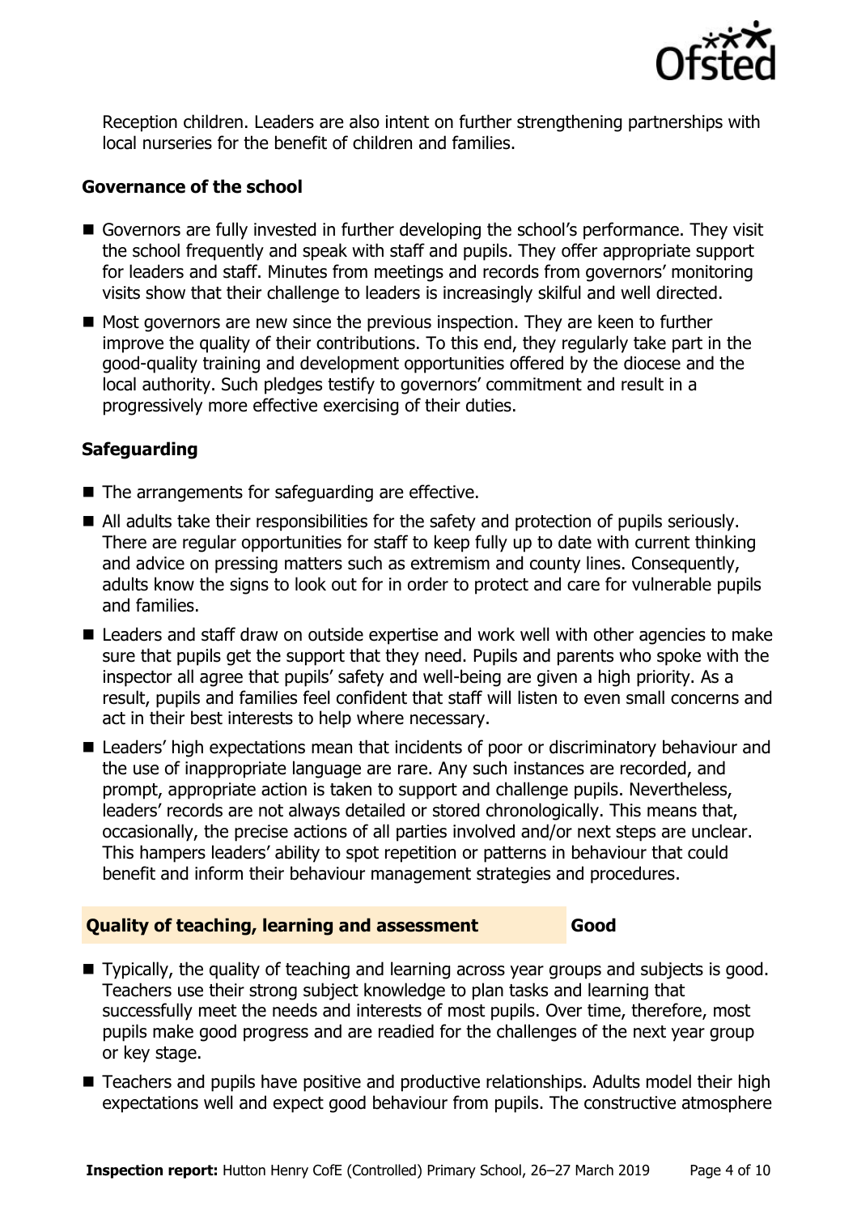Reception children. Leaders are also intent on further strengthening partnerships with local nurseries for the benefit of children and families.

### Governance of the school

- Governors are fully invested in further developing the school's performance. They visit the school frequently and speak with staff and pupils. They offer appropriate support for leaders and staff. Minutes from meetings and records from governors' monitoring visits show that their challenge to leaders is increasingly skilful and well directed.
- Most governors are new since the previous inspection. They are keen to further improve the quality of their contributions. To this end, they regularly take part in the good-quality training and development opportunities offered by the diocese and the local authority. Such pledges testify to governors' commitment and result in a progressively more effective exercising of their duties.

### Safeguarding

- The arrangements for safeguarding are effective.
- All adults take their responsibilities for the safety and protection of pupils seriously. There are regular opportunities for staff to keep fully up to date with current thinking and advice on pressing matters such as extremism and county lines. Consequently, adults know the signs to look out for in order to protect and care for vulnerable pupils and families.
- Leaders and staff draw on outside expertise and work well with other agencies to make sure that pupils get the support that they need. Pupils and parents who spoke with the inspector all agree that pupils' safety and well-being are given a high priority. As a result, pupils and families feel confident that staff will listen to even small concerns and act in their best interests to help where necessary.
- Leaders' high expectations mean that incidents of poor or discriminatory behaviour and the use of inappropriate language are rare. Any such instances are recorded, and prompt, appropriate action is taken to support and challenge pupils. Nevertheless, leaders' records are not always detailed or stored chronologically. This means that, occasionally, the precise actions of all parties involved and/or next steps are unclear. This hampers leaders' ability to spot repetition or patterns in behaviour that could benefit and inform their behaviour management strategies and procedures.

## Quality of teaching, learning and assessment — Good

- Typically, the quality of teaching and learning across year groups and subjects is good. Teachers use their strong subject knowledge to plan tasks and learning that successfully meet the needs and interests of most pupils. Over time, therefore, most pupils make good progress and are readied for the challenges of the next year group or key stage.
- Teachers and pupils have positive and productive relationships. Adults model their high expectations well and expect good behaviour from pupils. The constructive atmosphere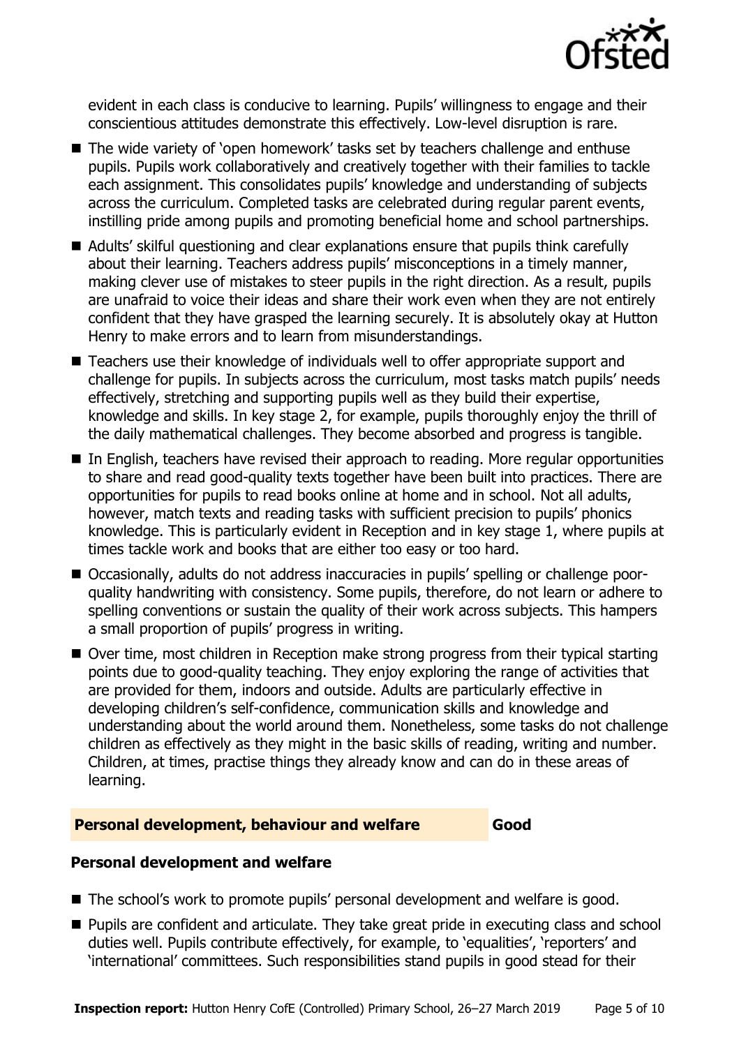evident in each class is conducive to learning. Pupils' willingness to engage and their conscientious attitudes demonstrate this effectively. Low-level disruption is rare.

- The wide variety of 'open homework' tasks set by teachers challenge and enthuse pupils. Pupils work collaboratively and creatively together with their families to tackle each assignment. This consolidates pupils' knowledge and understanding of subjects across the curriculum. Completed tasks are celebrated during regular parent events, instilling pride among pupils and promoting beneficial home and school partnerships.
- Adults' skilful questioning and clear explanations ensure that pupils think carefully about their learning. Teachers address pupils' misconceptions in a timely manner, making clever use of mistakes to steer pupils in the right direction. As a result, pupils are unafraid to voice their ideas and share their work even when they are not entirely confident that they have grasped the learning securely. It is absolutely okay at Hutton Henry to make errors and to learn from misunderstandings.
- Teachers use their knowledge of individuals well to offer appropriate support and challenge for pupils. In subjects across the curriculum, most tasks match pupils' needs effectively, stretching and supporting pupils well as they build their expertise, knowledge and skills. In key stage 2, for example, pupils thoroughly enjoy the thrill of the daily mathematical challenges. They become absorbed and progress is tangible.
- In English, teachers have revised their approach to reading. More regular opportunities to share and read good-quality texts together have been built into practices. There are opportunities for pupils to read books online at home and in school. Not all adults, however, match texts and reading tasks with sufficient precision to pupils' phonics knowledge. This is particularly evident in Reception and in key stage 1, where pupils at times tackle work and books that are either too easy or too hard.
- Occasionally, adults do not address inaccuracies in pupils' spelling or challenge poor-quality handwriting with consistency. Some pupils, therefore, do not learn or adhere to spelling conventions or sustain the quality of their work across subjects. This hampers a small proportion of pupils' progress in writing.
- Over time, most children in Reception make strong progress from their typical starting points due to good-quality teaching. They enjoy exploring the range of activities that are provided for them, indoors and outside. Adults are particularly effective in developing children's self-confidence, communication skills and knowledge and understanding about the world around them. Nonetheless, some tasks do not challenge children as effectively as they might in the basic skills of reading, writing and number. Children, at times, practise things they already know and can do in these areas of learning.

## Personal development, behaviour and welfare — Good

### Personal development and welfare

- The school's work to promote pupils' personal development and welfare is good.
- Pupils are confident and articulate. They take great pride in executing class and school duties well. Pupils contribute effectively, for example, to 'equalities', 'reporters' and 'international' committees. Such responsibilities stand pupils in good stead for their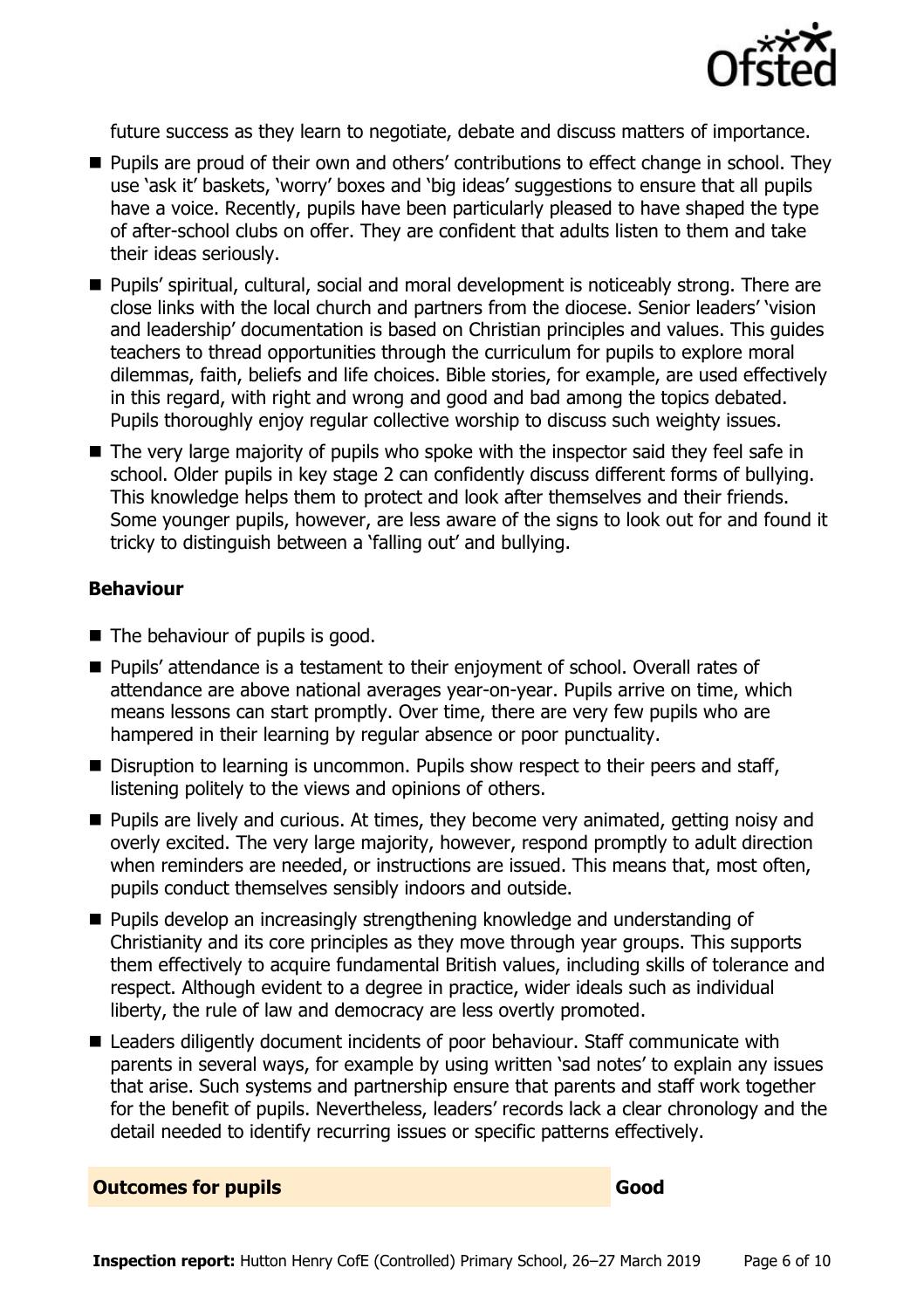future success as they learn to negotiate, debate and discuss matters of importance.

- Pupils are proud of their own and others' contributions to effect change in school. They use 'ask it' baskets, 'worry' boxes and 'big ideas' suggestions to ensure that all pupils have a voice. Recently, pupils have been particularly pleased to have shaped the type of after-school clubs on offer. They are confident that adults listen to them and take their ideas seriously.
- Pupils' spiritual, cultural, social and moral development is noticeably strong. There are close links with the local church and partners from the diocese. Senior leaders' 'vision and leadership' documentation is based on Christian principles and values. This guides teachers to thread opportunities through the curriculum for pupils to explore moral dilemmas, faith, beliefs and life choices. Bible stories, for example, are used effectively in this regard, with right and wrong and good and bad among the topics debated. Pupils thoroughly enjoy regular collective worship to discuss such weighty issues.
- The very large majority of pupils who spoke with the inspector said they feel safe in school. Older pupils in key stage 2 can confidently discuss different forms of bullying. This knowledge helps them to protect and look after themselves and their friends. Some younger pupils, however, are less aware of the signs to look out for and found it tricky to distinguish between a 'falling out' and bullying.

### Behaviour

- The behaviour of pupils is good.
- Pupils' attendance is a testament to their enjoyment of school. Overall rates of attendance are above national averages year-on-year. Pupils arrive on time, which means lessons can start promptly. Over time, there are very few pupils who are hampered in their learning by regular absence or poor punctuality.
- Disruption to learning is uncommon. Pupils show respect to their peers and staff, listening politely to the views and opinions of others.
- Pupils are lively and curious. At times, they become very animated, getting noisy and overly excited. The very large majority, however, respond promptly to adult direction when reminders are needed, or instructions are issued. This means that, most often, pupils conduct themselves sensibly indoors and outside.
- Pupils develop an increasingly strengthening knowledge and understanding of Christianity and its core principles as they move through year groups. This supports them effectively to acquire fundamental British values, including skills of tolerance and respect. Although evident to a degree in practice, wider ideals such as individual liberty, the rule of law and democracy are less overtly promoted.
- Leaders diligently document incidents of poor behaviour. Staff communicate with parents in several ways, for example by using written 'sad notes' to explain any issues that arise. Such systems and partnership ensure that parents and staff work together for the benefit of pupils. Nevertheless, leaders' records lack a clear chronology and the detail needed to identify recurring issues or specific patterns effectively.

| **Outcomes for pupils** | **Good** |
| --- | --- |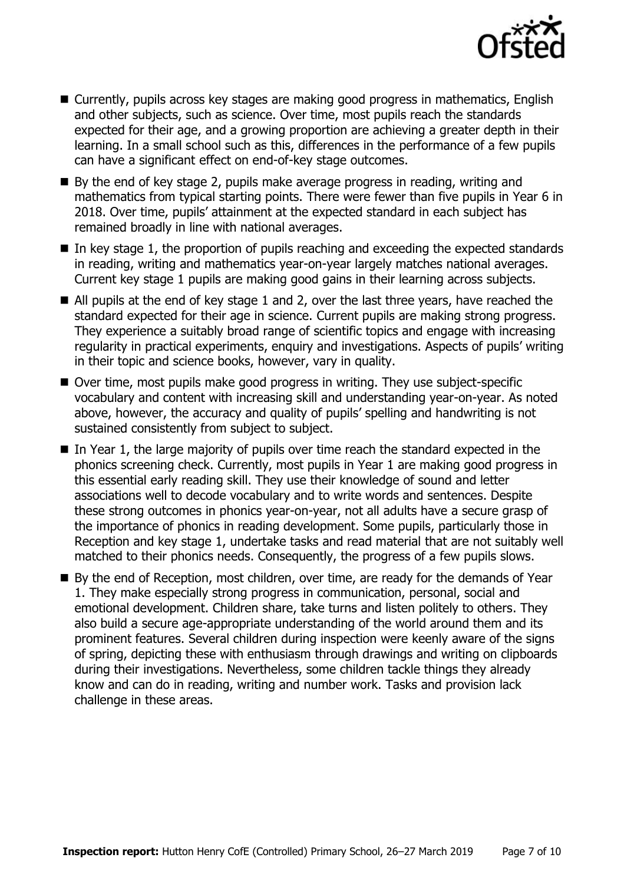- Currently, pupils across key stages are making good progress in mathematics, English and other subjects, such as science. Over time, most pupils reach the standards expected for their age, and a growing proportion are achieving a greater depth in their learning. In a small school such as this, differences in the performance of a few pupils can have a significant effect on end-of-key stage outcomes.
- By the end of key stage 2, pupils make average progress in reading, writing and mathematics from typical starting points. There were fewer than five pupils in Year 6 in 2018. Over time, pupils' attainment at the expected standard in each subject has remained broadly in line with national averages.
- In key stage 1, the proportion of pupils reaching and exceeding the expected standards in reading, writing and mathematics year-on-year largely matches national averages. Current key stage 1 pupils are making good gains in their learning across subjects.
- All pupils at the end of key stage 1 and 2, over the last three years, have reached the standard expected for their age in science. Current pupils are making strong progress. They experience a suitably broad range of scientific topics and engage with increasing regularity in practical experiments, enquiry and investigations. Aspects of pupils' writing in their topic and science books, however, vary in quality.
- Over time, most pupils make good progress in writing. They use subject-specific vocabulary and content with increasing skill and understanding year-on-year. As noted above, however, the accuracy and quality of pupils' spelling and handwriting is not sustained consistently from subject to subject.
- In Year 1, the large majority of pupils over time reach the standard expected in the phonics screening check. Currently, most pupils in Year 1 are making good progress in this essential early reading skill. They use their knowledge of sound and letter associations well to decode vocabulary and to write words and sentences. Despite these strong outcomes in phonics year-on-year, not all adults have a secure grasp of the importance of phonics in reading development. Some pupils, particularly those in Reception and key stage 1, undertake tasks and read material that are not suitably well matched to their phonics needs. Consequently, the progress of a few pupils slows.
- By the end of Reception, most children, over time, are ready for the demands of Year 1. They make especially strong progress in communication, personal, social and emotional development. Children share, take turns and listen politely to others. They also build a secure age-appropriate understanding of the world around them and its prominent features. Several children during inspection were keenly aware of the signs of spring, depicting these with enthusiasm through drawings and writing on clipboards during their investigations. Nevertheless, some children tackle things they already know and can do in reading, writing and number work. Tasks and provision lack challenge in these areas.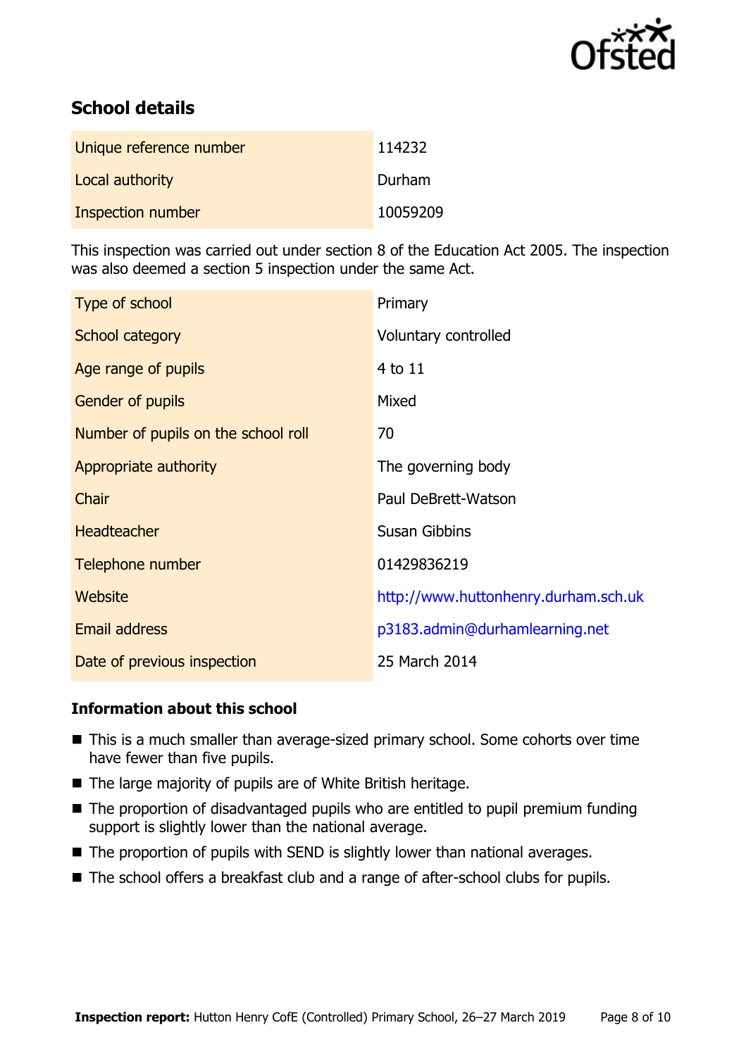## School details

| | |
|---|---|
| Unique reference number | 114232 |
| Local authority | Durham |
| Inspection number | 10059209 |

This inspection was carried out under section 8 of the Education Act 2005. The inspection was also deemed a section 5 inspection under the same Act.

| | |
|---|---|
| Type of school | Primary |
| School category | Voluntary controlled |
| Age range of pupils | 4 to 11 |
| Gender of pupils | Mixed |
| Number of pupils on the school roll | 70 |
| Appropriate authority | The governing body |
| Chair | Paul DeBrett-Watson |
| Headteacher | Susan Gibbins |
| Telephone number | 01429836219 |
| Website | http://www.huttonhenry.durham.sch.uk |
| Email address | p3183.admin@durhamlearning.net |
| Date of previous inspection | 25 March 2014 |

### Information about this school

- This is a much smaller than average-sized primary school. Some cohorts over time have fewer than five pupils.
- The large majority of pupils are of White British heritage.
- The proportion of disadvantaged pupils who are entitled to pupil premium funding support is slightly lower than the national average.
- The proportion of pupils with SEND is slightly lower than national averages.
- The school offers a breakfast club and a range of after-school clubs for pupils.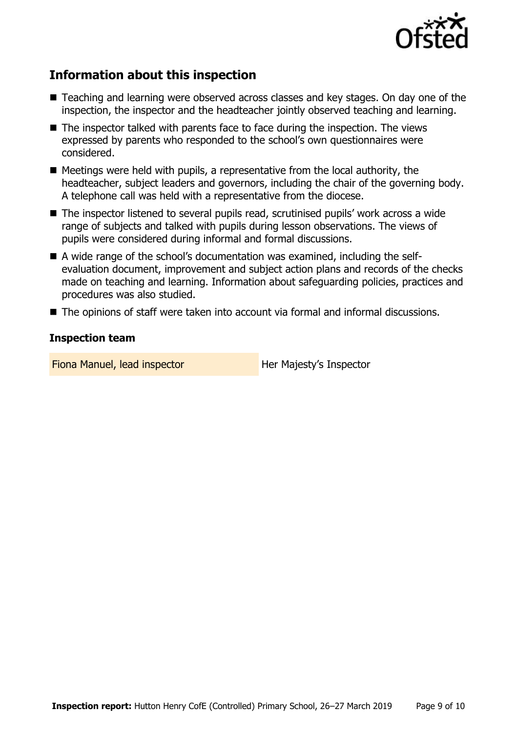## Information about this inspection

- Teaching and learning were observed across classes and key stages. On day one of the inspection, the inspector and the headteacher jointly observed teaching and learning.
- The inspector talked with parents face to face during the inspection. The views expressed by parents who responded to the school's own questionnaires were considered.
- Meetings were held with pupils, a representative from the local authority, the headteacher, subject leaders and governors, including the chair of the governing body. A telephone call was held with a representative from the diocese.
- The inspector listened to several pupils read, scrutinised pupils' work across a wide range of subjects and talked with pupils during lesson observations. The views of pupils were considered during informal and formal discussions.
- A wide range of the school's documentation was examined, including the self-evaluation document, improvement and subject action plans and records of the checks made on teaching and learning. Information about safeguarding policies, practices and procedures was also studied.
- The opinions of staff were taken into account via formal and informal discussions.

### Inspection team

| | |
|---|---|
| Fiona Manuel, lead inspector | Her Majesty's Inspector |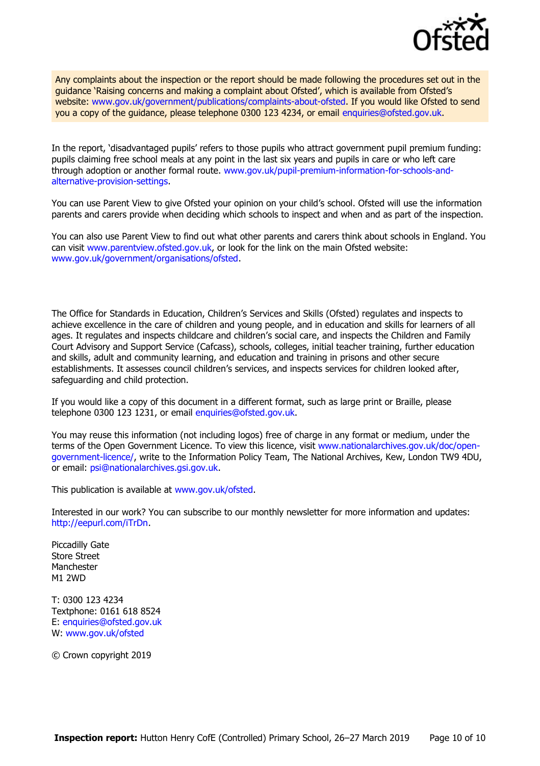Any complaints about the inspection or the report should be made following the procedures set out in the guidance 'Raising concerns and making a complaint about Ofsted', which is available from Ofsted's website: www.gov.uk/government/publications/complaints-about-ofsted. If you would like Ofsted to send you a copy of the guidance, please telephone 0300 123 4234, or email enquiries@ofsted.gov.uk.

In the report, 'disadvantaged pupils' refers to those pupils who attract government pupil premium funding: pupils claiming free school meals at any point in the last six years and pupils in care or who left care through adoption or another formal route. www.gov.uk/pupil-premium-information-for-schools-and-alternative-provision-settings.

You can use Parent View to give Ofsted your opinion on your child's school. Ofsted will use the information parents and carers provide when deciding which schools to inspect and when and as part of the inspection.

You can also use Parent View to find out what other parents and carers think about schools in England. You can visit www.parentview.ofsted.gov.uk, or look for the link on the main Ofsted website: www.gov.uk/government/organisations/ofsted.

The Office for Standards in Education, Children's Services and Skills (Ofsted) regulates and inspects to achieve excellence in the care of children and young people, and in education and skills for learners of all ages. It regulates and inspects childcare and children's social care, and inspects the Children and Family Court Advisory and Support Service (Cafcass), schools, colleges, initial teacher training, further education and skills, adult and community learning, and education and training in prisons and other secure establishments. It assesses council children's services, and inspects services for children looked after, safeguarding and child protection.

If you would like a copy of this document in a different format, such as large print or Braille, please telephone 0300 123 1231, or email enquiries@ofsted.gov.uk.

You may reuse this information (not including logos) free of charge in any format or medium, under the terms of the Open Government Licence. To view this licence, visit www.nationalarchives.gov.uk/doc/open-government-licence/, write to the Information Policy Team, The National Archives, Kew, London TW9 4DU, or email: psi@nationalarchives.gsi.gov.uk.

This publication is available at www.gov.uk/ofsted.

Interested in our work? You can subscribe to our monthly newsletter for more information and updates: http://eepurl.com/iTrDn.

Piccadilly Gate
Store Street
Manchester
M1 2WD

T: 0300 123 4234
Textphone: 0161 618 8524
E: enquiries@ofsted.gov.uk
W: www.gov.uk/ofsted

© Crown copyright 2019